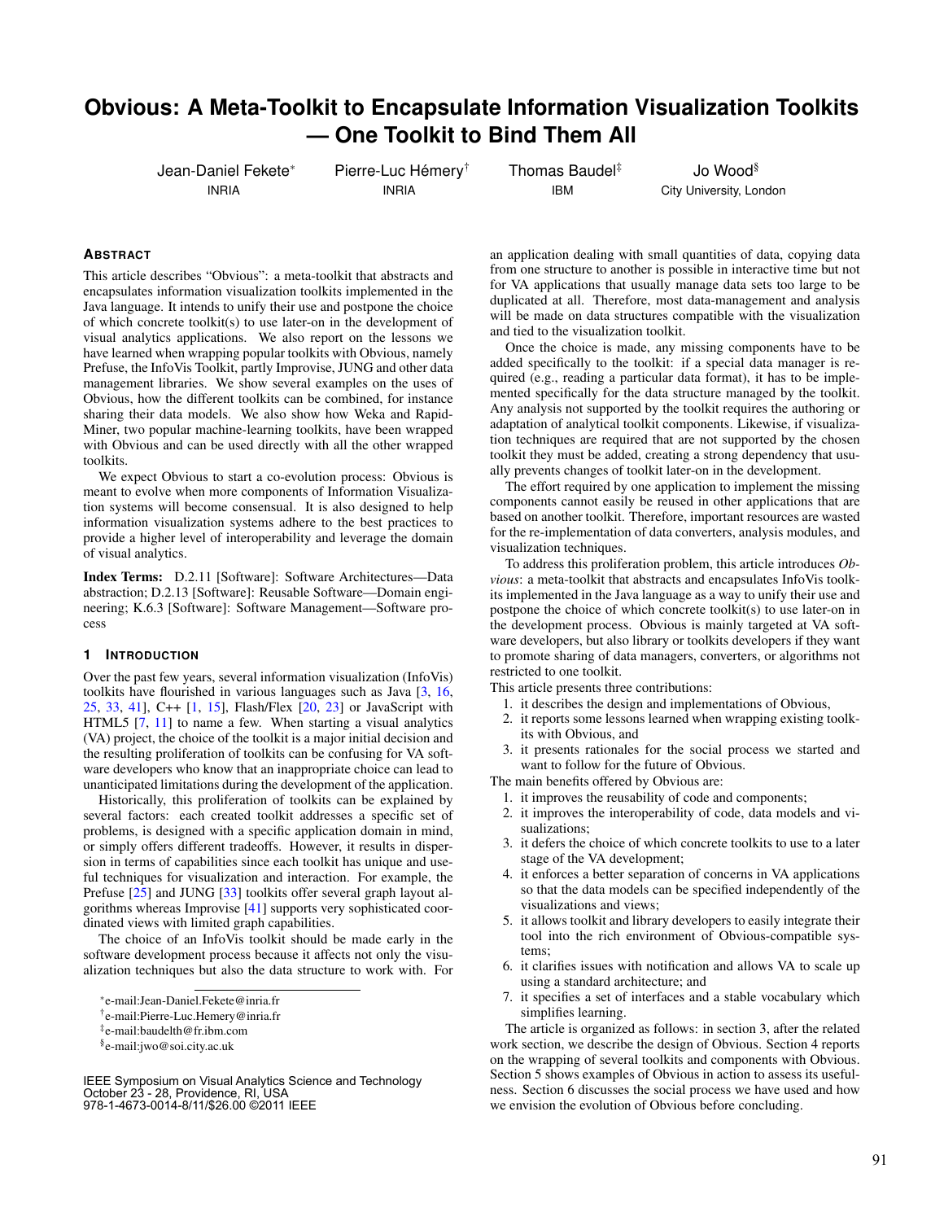# Obvious: A Meta-Toolkit to Encapsulate Information Visualization Toolkits — One Toolkit to Bind Them All

Jean-Daniel Fekete* (INRIA) — Pierre-Luc Hémery† (INRIA) — Thomas Baudel‡ (IBM) — Jo Wood§ (City University, London)

## Abstract

This article describes "Obvious": a meta-toolkit that abstracts and encapsulates information visualization toolkits implemented in the Java language. It intends to unify their use and postpone the choice of which concrete toolkit(s) to use later-on in the development of visual analytics applications. We also report on the lessons we have learned when wrapping popular toolkits with Obvious, namely Prefuse, the InfoVis Toolkit, partly Improvise, JUNG and other data management libraries. We show several examples on the uses of Obvious, how the different toolkits can be combined, for instance sharing their data models. We also show how Weka and RapidMiner, two popular machine-learning toolkits, have been wrapped with Obvious and can be used directly with all the other wrapped toolkits.

We expect Obvious to start a co-evolution process: Obvious is meant to evolve when more components of Information Visualization systems will become consensual. It is also designed to help information visualization systems adhere to the best practices to provide a higher level of interoperability and leverage the domain of visual analytics.

**Index Terms:** D.2.11 [Software]: Software Architectures—Data abstraction; D.2.13 [Software]: Reusable Software—Domain engineering; K.6.3 [Software]: Software Management—Software process

## 1 Introduction

Over the past few years, several information visualization (InfoVis) toolkits have flourished in various languages such as Java [3, 16, 25, 33, 41], C++ [1, 15], Flash/Flex [20, 23] or JavaScript with HTML5 [7, 11] to name a few. When starting a visual analytics (VA) project, the choice of the toolkit is a major initial decision and the resulting proliferation of toolkits can be confusing for VA software developers who know that an inappropriate choice can lead to unanticipated limitations during the development of the application.

Historically, this proliferation of toolkits can be explained by several factors: each created toolkit addresses a specific set of problems, is designed with a specific application domain in mind, or simply offers different tradeoffs. However, it results in dispersion in terms of capabilities since each toolkit has unique and useful techniques for visualization and interaction. For example, the Prefuse [25] and JUNG [33] toolkits offer several graph layout algorithms whereas Improvise [41] supports very sophisticated coordinated views with limited graph capabilities.

The choice of an InfoVis toolkit should be made early in the software development process because it affects not only the visualization techniques but also the data structure to work with. For an application dealing with small quantities of data, copying data from one structure to another is possible in interactive time but not for VA applications that usually manage data sets too large to be duplicated at all. Therefore, most data-management and analysis will be made on data structures compatible with the visualization and tied to the visualization toolkit.

Once the choice is made, any missing components have to be added specifically to the toolkit: if a special data manager is required (e.g., reading a particular data format), it has to be implemented specifically for the data structure managed by the toolkit. Any analysis not supported by the toolkit requires the authoring or adaptation of analytical toolkit components. Likewise, if visualization techniques are required that are not supported by the chosen toolkit they must be added, creating a strong dependency that usually prevents changes of toolkit later-on in the development.

The effort required by one application to implement the missing components cannot easily be reused in other applications that are based on another toolkit. Therefore, important resources are wasted for the re-implementation of data converters, analysis modules, and visualization techniques.

To address this proliferation problem, this article introduces *Obvious*: a meta-toolkit that abstracts and encapsulates InfoVis toolkits implemented in the Java language as a way to unify their use and postpone the choice of which concrete toolkit(s) to use later-on in the development process. Obvious is mainly targeted at VA software developers, but also library or toolkits developers if they want to promote sharing of data managers, converters, or algorithms not restricted to one toolkit.

This article presents three contributions:

1. it describes the design and implementations of Obvious,
2. it reports some lessons learned when wrapping existing toolkits with Obvious, and
3. it presents rationales for the social process we started and want to follow for the future of Obvious.

The main benefits offered by Obvious are:

1. it improves the reusability of code and components;
2. it improves the interoperability of code, data models and visualizations;
3. it defers the choice of which concrete toolkits to use to a later stage of the VA development;
4. it enforces a better separation of concerns in VA applications so that the data models can be specified independently of the visualizations and views;
5. it allows toolkit and library developers to easily integrate their tool into the rich environment of Obvious-compatible systems;
6. it clarifies issues with notification and allows VA to scale up using a standard architecture; and
7. it specifies a set of interfaces and a stable vocabulary which simplifies learning.

The article is organized as follows: in section 3, after the related work section, we describe the design of Obvious. Section 4 reports on the wrapping of several toolkits and components with Obvious. Section 5 shows examples of Obvious in action to assess its usefulness. Section 6 discusses the social process we have used and how we envision the evolution of Obvious before concluding.

*e-mail:Jean-Daniel.Fekete@inria.fr
†e-mail:Pierre-Luc.Hemery@inria.fr
‡e-mail:baudelth@fr.ibm.com
§e-mail:jwo@soi.city.ac.uk

IEEE Symposium on Visual Analytics Science and Technology
October 23 - 28, Providence, RI, USA
978-1-4673-0014-8/11/$26.00 ©2011 IEEE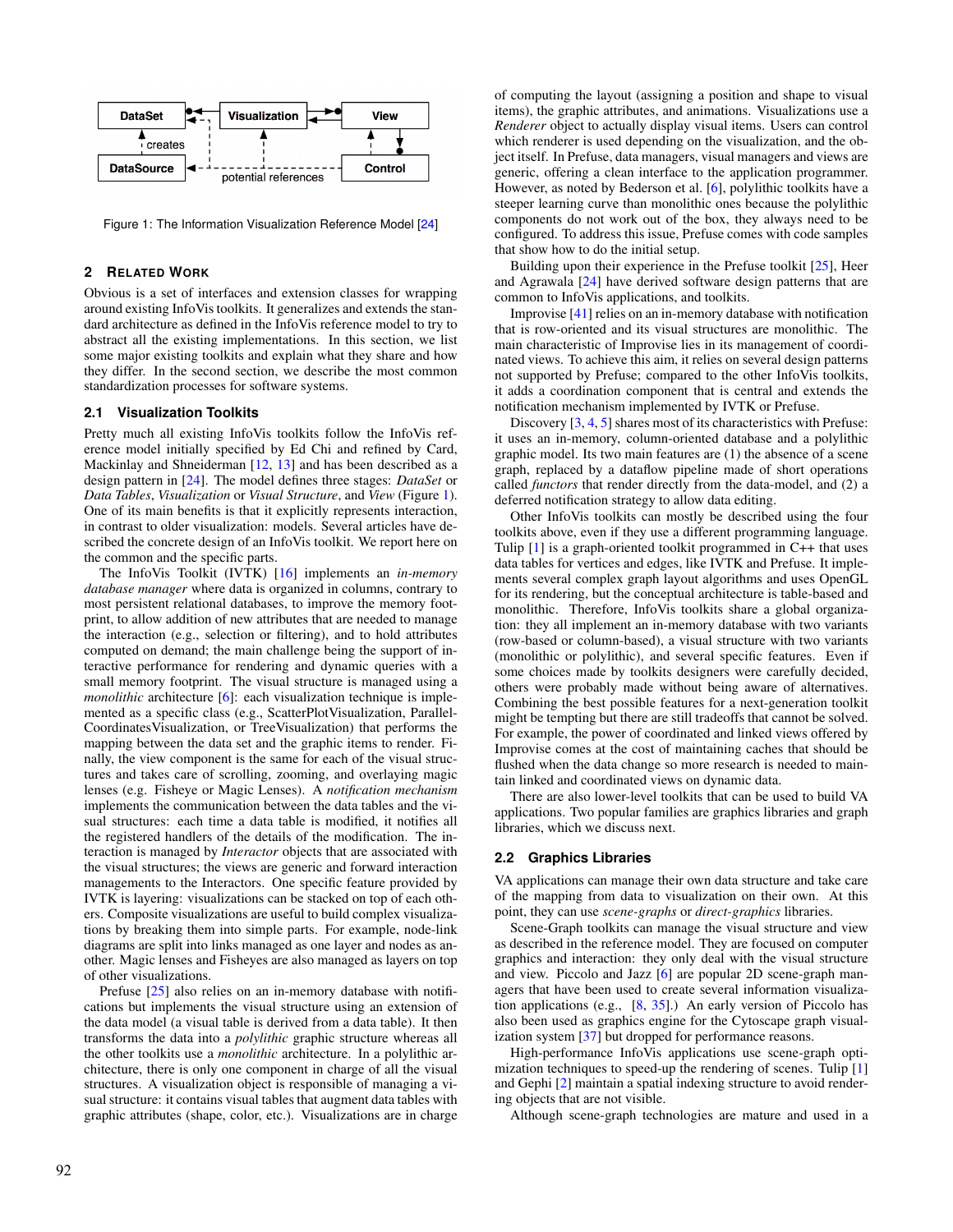Figure 1: The Information Visualization Reference Model [24]

## 2 Related Work

Obvious is a set of interfaces and extension classes for wrapping around existing InfoVis toolkits. It generalizes and extends the standard architecture as defined in the InfoVis reference model to try to abstract all the existing implementations. In this section, we list some major existing toolkits and explain what they share and how they differ. In the second section, we describe the most common standardization processes for software systems.

### 2.1 Visualization Toolkits

Pretty much all existing InfoVis toolkits follow the InfoVis reference model initially specified by Ed Chi and refined by Card, Mackinlay and Shneiderman [12, 13] and has been described as a design pattern in [24]. The model defines three stages: *DataSet* or *Data Tables*, *Visualization* or *Visual Structure*, and *View* (Figure 1). One of its main benefits is that it explicitly represents interaction, in contrast to older visualization: models. Several articles have described the concrete design of an InfoVis toolkit. We report here on the common and the specific parts.

The InfoVis Toolkit (IVTK) [16] implements an *in-memory database manager* where data is organized in columns, contrary to most persistent relational databases, to improve the memory footprint, to allow addition of new attributes that are needed to manage the interaction (e.g., selection or filtering), and to hold attributes computed on demand; the main challenge being the support of interactive performance for rendering and dynamic queries with a small memory footprint. The visual structure is managed using a *monolithic* architecture [6]: each visualization technique is implemented as a specific class (e.g., ScatterPlotVisualization, ParallelCoordinatesVisualization, or TreeVisualization) that performs the mapping between the data set and the graphic items to render. Finally, the view component is the same for each of the visual structures and takes care of scrolling, zooming, and overlaying magic lenses (e.g. Fisheye or Magic Lenses). A *notification mechanism* implements the communication between the data tables and the visual structures: each time a data table is modified, it notifies all the registered handlers of the details of the modification. The interaction is managed by *Interactor* objects that are associated with the visual structures; the views are generic and forward interaction managements to the Interactors. One specific feature provided by IVTK is layering: visualizations can be stacked on top of each others. Composite visualizations are useful to build complex visualizations by breaking them into simple parts. For example, node-link diagrams are split into links managed as one layer and nodes as another. Magic lenses and Fisheyes are also managed as layers on top of other visualizations.

Prefuse [25] also relies on an in-memory database with notifications but implements the visual structure using an extension of the data model (a visual table is derived from a data table). It then transforms the data into a *polylithic* graphic structure whereas all the other toolkits use a *monolithic* architecture. In a polylithic architecture, there is only one component in charge of all the visual structures. A visualization object is responsible of managing a visual structure: it contains visual tables that augment data tables with graphic attributes (shape, color, etc.). Visualizations are in charge of computing the layout (assigning a position and shape to visual items), the graphic attributes, and animations. Visualizations use a *Renderer* object to actually display visual items. Users can control which renderer is used depending on the visualization, and the object itself. In Prefuse, data managers, visual managers and views are generic, offering a clean interface to the application programmer. However, as noted by Bederson et al. [6], polylithic toolkits have a steeper learning curve than monolithic ones because the polylithic components do not work out of the box, they always need to be configured. To address this issue, Prefuse comes with code samples that show how to do the initial setup.

Building upon their experience in the Prefuse toolkit [25], Heer and Agrawala [24] have derived software design patterns that are common to InfoVis applications, and toolkits.

Improvise [41] relies on an in-memory database with notification that is row-oriented and its visual structures are monolithic. The main characteristic of Improvise lies in its management of coordinated views. To achieve this aim, it relies on several design patterns not supported by Prefuse; compared to the other InfoVis toolkits, it adds a coordination component that is central and extends the notification mechanism implemented by IVTK or Prefuse.

Discovery [3, 4, 5] shares most of its characteristics with Prefuse: it uses an in-memory, column-oriented database and a polylithic graphic model. Its two main features are (1) the absence of a scene graph, replaced by a dataflow pipeline made of short operations called *functors* that render directly from the data-model, and (2) a deferred notification strategy to allow data editing.

Other InfoVis toolkits can mostly be described using the four toolkits above, even if they use a different programming language. Tulip [1] is a graph-oriented toolkit programmed in C++ that uses data tables for vertices and edges, like IVTK and Prefuse. It implements several complex graph layout algorithms and uses OpenGL for its rendering, but the conceptual architecture is table-based and monolithic. Therefore, InfoVis toolkits share a global organization: they all implement an in-memory database with two variants (row-based or column-based), a visual structure with two variants (monolithic or polylithic), and several specific features. Even if some choices made by toolkits designers were carefully decided, others were probably made without being aware of alternatives. Combining the best possible features for a next-generation toolkit might be tempting but there are still tradeoffs that cannot be solved. For example, the power of coordinated and linked views offered by Improvise comes at the cost of maintaining caches that should be flushed when the data change so more research is needed to maintain linked and coordinated views on dynamic data.

There are also lower-level toolkits that can be used to build VA applications. Two popular families are graphics libraries and graph libraries, which we discuss next.

### 2.2 Graphics Libraries

VA applications can manage their own data structure and take care of the mapping from data to visualization on their own. At this point, they can use *scene-graphs* or *direct-graphics* libraries.

Scene-Graph toolkits can manage the visual structure and view as described in the reference model. They are focused on computer graphics and interaction: they only deal with the visual structure and view. Piccolo and Jazz [6] are popular 2D scene-graph managers that have been used to create several information visualization applications (e.g., [8, 35].) An early version of Piccolo has also been used as graphics engine for the Cytoscape graph visualization system [37] but dropped for performance reasons.

High-performance InfoVis applications use scene-graph optimization techniques to speed-up the rendering of scenes. Tulip [1] and Gephi [2] maintain a spatial indexing structure to avoid rendering objects that are not visible.

Although scene-graph technologies are mature and used in a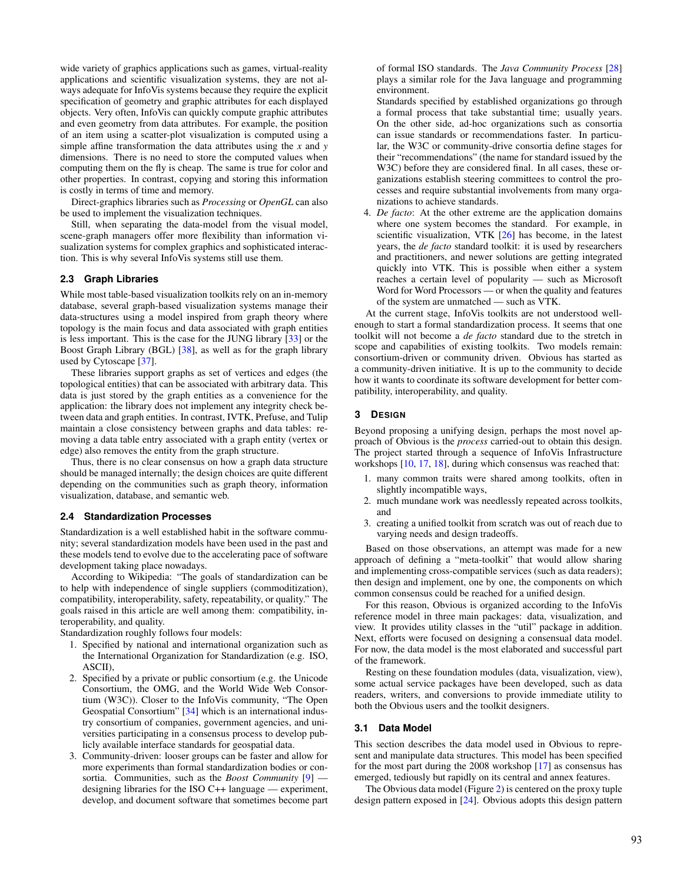wide variety of graphics applications such as games, virtual-reality applications and scientific visualization systems, they are not always adequate for InfoVis systems because they require the explicit specification of geometry and graphic attributes for each displayed objects. Very often, InfoVis can quickly compute graphic attributes and even geometry from data attributes. For example, the position of an item using a scatter-plot visualization is computed using a simple affine transformation the data attributes using the $x$ and $y$ dimensions. There is no need to store the computed values when computing them on the fly is cheap. The same is true for color and other properties. In contrast, copying and storing this information is costly in terms of time and memory.

Direct-graphics libraries such as *Processing* or *OpenGL* can also be used to implement the visualization techniques.

Still, when separating the data-model from the visual model, scene-graph managers offer more flexibility than information visualization systems for complex graphics and sophisticated interaction. This is why several InfoVis systems still use them.

### 2.3 Graph Libraries

While most table-based visualization toolkits rely on an in-memory database, several graph-based visualization systems manage their data-structures using a model inspired from graph theory where topology is the main focus and data associated with graph entities is less important. This is the case for the JUNG library [33] or the Boost Graph Library (BGL) [38], as well as for the graph library used by Cytoscape [37].

These libraries support graphs as set of vertices and edges (the topological entities) that can be associated with arbitrary data. This data is just stored by the graph entities as a convenience for the application: the library does not implement any integrity check between data and graph entities. In contrast, IVTK, Prefuse, and Tulip maintain a close consistency between graphs and data tables: removing a data table entry associated with a graph entity (vertex or edge) also removes the entity from the graph structure.

Thus, there is no clear consensus on how a graph data structure should be managed internally; the design choices are quite different depending on the communities such as graph theory, information visualization, database, and semantic web.

### 2.4 Standardization Processes

Standardization is a well established habit in the software community; several standardization models have been used in the past and these models tend to evolve due to the accelerating pace of software development taking place nowadays.

According to Wikipedia: "The goals of standardization can be to help with independence of single suppliers (commoditization), compatibility, interoperability, safety, repeatability, or quality." The goals raised in this article are well among them: compatibility, interoperability, and quality.

Standardization roughly follows four models:

1. Specified by national and international organization such as the International Organization for Standardization (e.g. ISO, ASCII),
2. Specified by a private or public consortium (e.g. the Unicode Consortium, the OMG, and the World Wide Web Consortium (W3C)). Closer to the InfoVis community, "The Open Geospatial Consortium" [34] which is an international industry consortium of companies, government agencies, and universities participating in a consensus process to develop publicly available interface standards for geospatial data.
3. Community-driven: looser groups can be faster and allow for more experiments than formal standardization bodies or consortia. Communities, such as the *Boost Community* [9] — designing libraries for the ISO C++ language — experiment, develop, and document software that sometimes become part of formal ISO standards. The *Java Community Process* [28] plays a similar role for the Java language and programming environment.
   Standards specified by established organizations go through a formal process that take substantial time; usually years. On the other side, ad-hoc organizations such as consortia can issue standards or recommendations faster. In particular, the W3C or community-drive consortia define stages for their "recommendations" (the name for standard issued by the W3C) before they are considered final. In all cases, these organizations establish steering committees to control the processes and require substantial involvements from many organizations to achieve standards.
4. *De facto*: At the other extreme are the application domains where one system becomes the standard. For example, in scientific visualization, VTK [26] has become, in the latest years, the *de facto* standard toolkit: it is used by researchers and practitioners, and newer solutions are getting integrated quickly into VTK. This is possible when either a system reaches a certain level of popularity — such as Microsoft Word for Word Processors — or when the quality and features of the system are unmatched — such as VTK.

At the current stage, InfoVis toolkits are not understood well-enough to start a formal standardization process. It seems that one toolkit will not become a *de facto* standard due to the stretch in scope and capabilities of existing toolkits. Two models remain: consortium-driven or community driven. Obvious has started as a community-driven initiative. It is up to the community to decide how it wants to coordinate its software development for better compatibility, interoperability, and quality.

## 3 Design

Beyond proposing a unifying design, perhaps the most novel approach of Obvious is the *process* carried-out to obtain this design. The project started through a sequence of InfoVis Infrastructure workshops [10, 17, 18], during which consensus was reached that:

1. many common traits were shared among toolkits, often in slightly incompatible ways,
2. much mundane work was needlessly repeated across toolkits, and
3. creating a unified toolkit from scratch was out of reach due to varying needs and design tradeoffs.

Based on those observations, an attempt was made for a new approach of defining a "meta-toolkit" that would allow sharing and implementing cross-compatible services (such as data readers); then design and implement, one by one, the components on which common consensus could be reached for a unified design.

For this reason, Obvious is organized according to the InfoVis reference model in three main packages: data, visualization, and view. It provides utility classes in the "util" package in addition. Next, efforts were focused on designing a consensual data model. For now, the data model is the most elaborated and successful part of the framework.

Resting on these foundation modules (data, visualization, view), some actual service packages have been developed, such as data readers, writers, and conversions to provide immediate utility to both the Obvious users and the toolkit designers.

### 3.1 Data Model

This section describes the data model used in Obvious to represent and manipulate data structures. This model has been specified for the most part during the 2008 workshop [17] as consensus has emerged, tediously but rapidly on its central and annex features.

The Obvious data model (Figure 2) is centered on the proxy tuple design pattern exposed in [24]. Obvious adopts this design pattern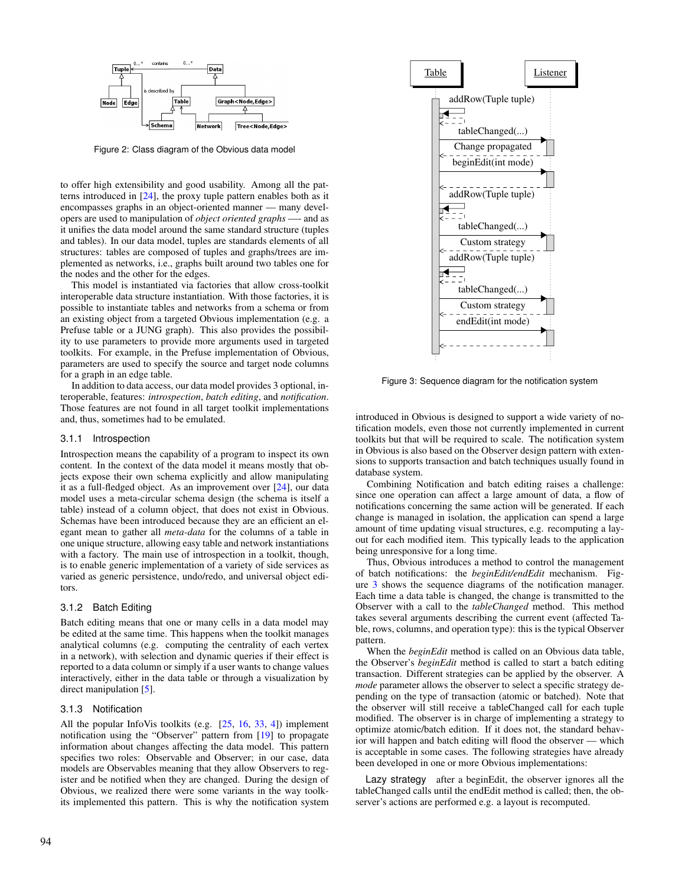Figure 2: Class diagram of the Obvious data model

to offer high extensibility and good usability. Among all the patterns introduced in [24], the proxy tuple pattern enables both as it encompasses graphs in an object-oriented manner — many developers are used to manipulation of *object oriented graphs* —- and as it unifies the data model around the same standard structure (tuples and tables). In our data model, tuples are standards elements of all structures: tables are composed of tuples and graphs/trees are implemented as networks, i.e., graphs built around two tables one for the nodes and the other for the edges.

This model is instantiated via factories that allow cross-toolkit interoperable data structure instantiation. With those factories, it is possible to instantiate tables and networks from a schema or from an existing object from a targeted Obvious implementation (e.g. a Prefuse table or a JUNG graph). This also provides the possibility to use parameters to provide more arguments used in targeted toolkits. For example, in the Prefuse implementation of Obvious, parameters are used to specify the source and target node columns for a graph in an edge table.

In addition to data access, our data model provides 3 optional, interoperable, features: *introspection*, *batch editing*, and *notification*. Those features are not found in all target toolkit implementations and, thus, sometimes had to be emulated.

### 3.1.1 Introspection

Introspection means the capability of a program to inspect its own content. In the context of the data model it means mostly that objects expose their own schema explicitly and allow manipulating it as a full-fledged object. As an improvement over [24], our data model uses a meta-circular schema design (the schema is itself a table) instead of a column object, that does not exist in Obvious. Schemas have been introduced because they are an efficient an elegant mean to gather all *meta-data* for the columns of a table in one unique structure, allowing easy table and network instantiations with a factory. The main use of introspection in a toolkit, though, is to enable generic implementation of a variety of side services as varied as generic persistence, undo/redo, and universal object editors.

### 3.1.2 Batch Editing

Batch editing means that one or many cells in a data model may be edited at the same time. This happens when the toolkit manages analytical columns (e.g. computing the centrality of each vertex in a network), with selection and dynamic queries if their effect is reported to a data column or simply if a user wants to change values interactively, either in the data table or through a visualization by direct manipulation [5].

### 3.1.3 Notification

All the popular InfoVis toolkits (e.g. [25, 16, 33, 4]) implement notification using the "Observer" pattern from [19] to propagate information about changes affecting the data model. This pattern specifies two roles: Observable and Observer; in our case, data models are Observables meaning that they allow Observers to register and be notified when they are changed. During the design of Obvious, we realized there were some variants in the way toolkits implemented this pattern. This is why the notification system introduced in Obvious is designed to support a wide variety of notification models, even those not currently implemented in current toolkits but that will be required to scale. The notification system in Obvious is also based on the Observer design pattern with extensions to supports transaction and batch techniques usually found in database system.

Figure 3: Sequence diagram for the notification system

Combining Notification and batch editing raises a challenge: since one operation can affect a large amount of data, a flow of notifications concerning the same action will be generated. If each change is managed in isolation, the application can spend a large amount of time updating visual structures, e.g. recomputing a layout for each modified item. This typically leads to the application being unresponsive for a long time.

Thus, Obvious introduces a method to control the management of batch notifications: the *beginEdit/endEdit* mechanism. Figure 3 shows the sequence diagrams of the notification manager. Each time a data table is changed, the change is transmitted to the Observer with a call to the *tableChanged* method. This method takes several arguments describing the current event (affected Table, rows, columns, and operation type): this is the typical Observer pattern.

When the *beginEdit* method is called on an Obvious data table, the Observer's *beginEdit* method is called to start a batch editing transaction. Different strategies can be applied by the observer. A *mode* parameter allows the observer to select a specific strategy depending on the type of transaction (atomic or batched). Note that the observer will still receive a tableChanged call for each tuple modified. The observer is in charge of implementing a strategy to optimize atomic/batch edition. If it does not, the standard behavior will happen and batch editing will flood the observer — which is acceptable in some cases. The following strategies have already been developed in one or more Obvious implementations:

**Lazy strategy** after a beginEdit, the observer ignores all the tableChanged calls until the endEdit method is called; then, the observer's actions are performed e.g. a layout is recomputed.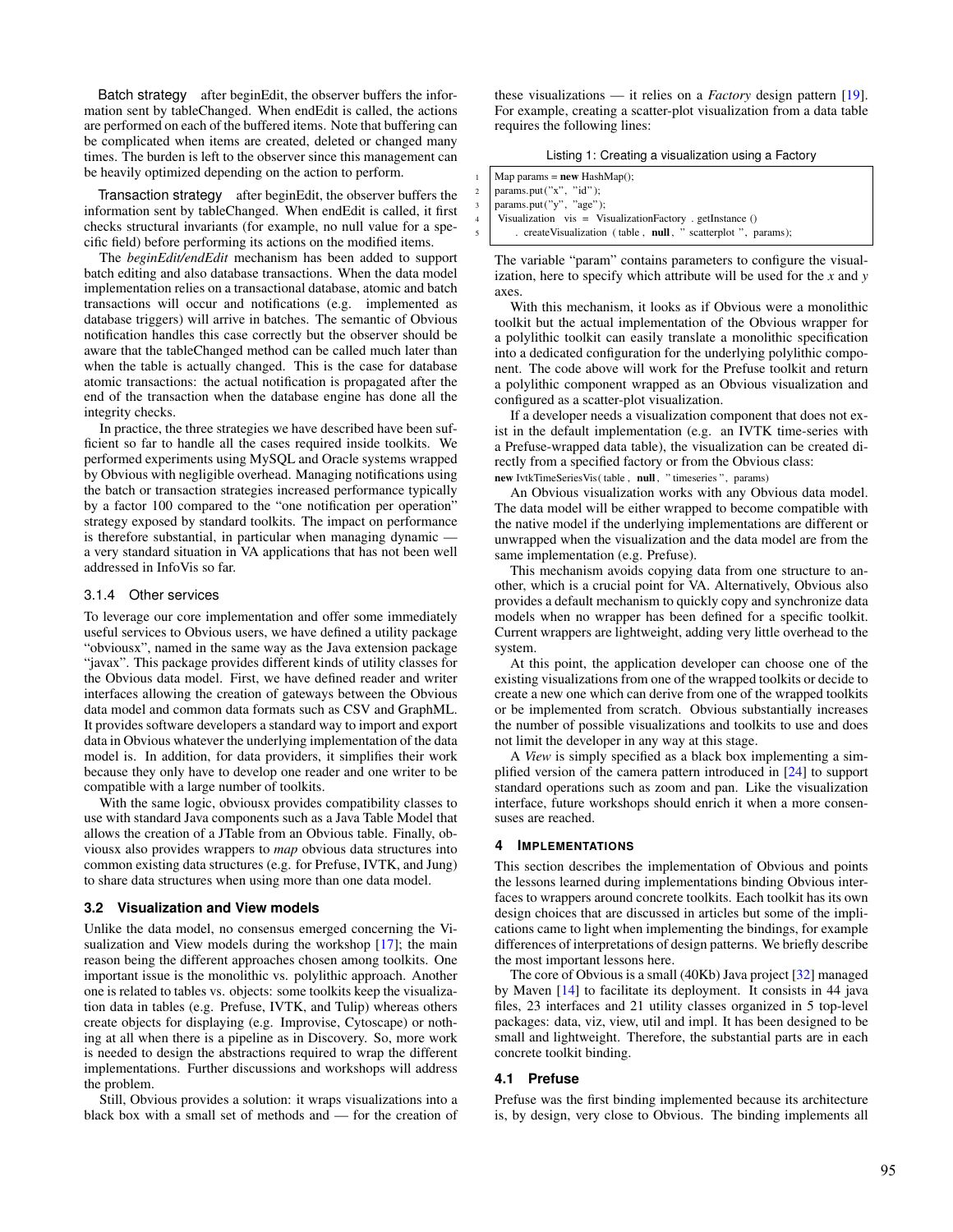**Batch strategy** after beginEdit, the observer buffers the information sent by tableChanged. When endEdit is called, the actions are performed on each of the buffered items. Note that buffering can be complicated when items are created, deleted or changed many times. The burden is left to the observer since this management can be heavily optimized depending on the action to perform.

**Transaction strategy** after beginEdit, the observer buffers the information sent by tableChanged. When endEdit is called, it first checks structural invariants (for example, no null value for a specific field) before performing its actions on the modified items.

The *beginEdit/endEdit* mechanism has been added to support batch editing and also database transactions. When the data model implementation relies on a transactional database, atomic and batch transactions will occur and notifications (e.g. implemented as database triggers) will arrive in batches. The semantic of Obvious notification handles this case correctly but the observer should be aware that the tableChanged method can be called much later than when the table is actually changed. This is the case for database atomic transactions: the actual notification is propagated after the end of the transaction when the database engine has done all the integrity checks.

In practice, the three strategies we have described have been sufficient so far to handle all the cases required inside toolkits. We performed experiments using MySQL and Oracle systems wrapped by Obvious with negligible overhead. Managing notifications using the batch or transaction strategies increased performance typically by a factor 100 compared to the "one notification per operation" strategy exposed by standard toolkits. The impact on performance is therefore substantial, in particular when managing dynamic — a very standard situation in VA applications that has not been well addressed in InfoVis so far.

#### 3.1.4 Other services

To leverage our core implementation and offer some immediately useful services to Obvious users, we have defined a utility package "obviousx", named in the same way as the Java extension package "javax". This package provides different kinds of utility classes for the Obvious data model. First, we have defined reader and writer interfaces allowing the creation of gateways between the Obvious data model and common data formats such as CSV and GraphML. It provides software developers a standard way to import and export data in Obvious whatever the underlying implementation of the data model is. In addition, for data providers, it simplifies their work because they only have to develop one reader and one writer to be compatible with a large number of toolkits.

With the same logic, obviousx provides compatibility classes to use with standard Java components such as a Java Table Model that allows the creation of a JTable from an Obvious table. Finally, obviousx also provides wrappers to *map* obvious data structures into common existing data structures (e.g. for Prefuse, IVTK, and Jung) to share data structures when using more than one data model.

### 3.2 Visualization and View models

Unlike the data model, no consensus emerged concerning the Visualization and View models during the workshop [17]; the main reason being the different approaches chosen among toolkits. One important issue is the monolithic vs. polylithic approach. Another one is related to tables vs. objects: some toolkits keep the visualization data in tables (e.g. Prefuse, IVTK, and Tulip) whereas others create objects for displaying (e.g. Improvise, Cytoscape) or nothing at all when there is a pipeline as in Discovery. So, more work is needed to design the abstractions required to wrap the different implementations. Further discussions and workshops will address the problem.

Still, Obvious provides a solution: it wraps visualizations into a black box with a small set of methods and — for the creation of these visualizations — it relies on a *Factory* design pattern [19]. For example, creating a scatter-plot visualization from a data table requires the following lines:

Listing 1: Creating a visualization using a Factory

```
Map params = new HashMap();
params.put("x", "id");
params.put("y", "age");
Visualization vis = VisualizationFactory.getInstance()
    .createVisualization(table, null, "scatterplot", params);
```

The variable "param" contains parameters to configure the visualization, here to specify which attribute will be used for the *x* and *y* axes.

With this mechanism, it looks as if Obvious were a monolithic toolkit but the actual implementation of the Obvious wrapper for a polylithic toolkit can easily translate a monolithic specification into a dedicated configuration for the underlying polylithic component. The code above will work for the Prefuse toolkit and return a polylithic component wrapped as an Obvious visualization and configured as a scatter-plot visualization.

If a developer needs a visualization component that does not exist in the default implementation (e.g. an IVTK time-series with a Prefuse-wrapped data table), the visualization can be created directly from a specified factory or from the Obvious class:
`new IvtkTimeSeriesVis(table, null, "timeseries", params)`

An Obvious visualization works with any Obvious data model. The data model will be either wrapped to become compatible with the native model if the underlying implementations are different or unwrapped when the visualization and the data model are from the same implementation (e.g. Prefuse).

This mechanism avoids copying data from one structure to another, which is a crucial point for VA. Alternatively, Obvious also provides a default mechanism to quickly copy and synchronize data models when no wrapper has been defined for a specific toolkit. Current wrappers are lightweight, adding very little overhead to the system.

At this point, the application developer can choose one of the existing visualizations from one of the wrapped toolkits or decide to create a new one which can derive from one of the wrapped toolkits or be implemented from scratch. Obvious substantially increases the number of possible visualizations and toolkits to use and does not limit the developer in any way at this stage.

A *View* is simply specified as a black box implementing a simplified version of the camera pattern introduced in [24] to support standard operations such as zoom and pan. Like the visualization interface, future workshops should enrich it when a more consensuses are reached.

## 4 Implementations

This section describes the implementation of Obvious and points the lessons learned during implementations binding Obvious interfaces to wrappers around concrete toolkits. Each toolkit has its own design choices that are discussed in articles but some of the implications came to light when implementing the bindings, for example differences of interpretations of design patterns. We briefly describe the most important lessons here.

The core of Obvious is a small (40Kb) Java project [32] managed by Maven [14] to facilitate its deployment. It consists in 44 java files, 23 interfaces and 21 utility classes organized in 5 top-level packages: data, viz, view, util and impl. It has been designed to be small and lightweight. Therefore, the substantial parts are in each concrete toolkit binding.

### 4.1 Prefuse

Prefuse was the first binding implemented because its architecture is, by design, very close to Obvious. The binding implements all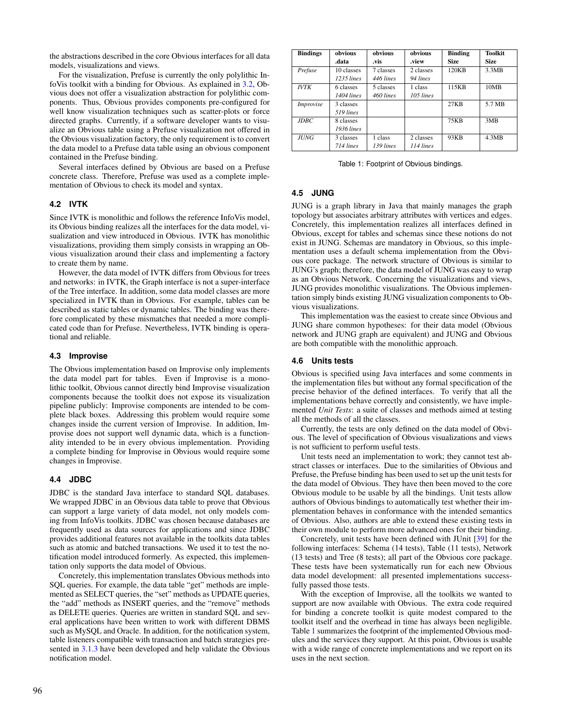the abstractions described in the core Obvious interfaces for all data models, visualizations and views.

For the visualization, Prefuse is currently the only polylithic InfoVis toolkit with a binding for Obvious. As explained in 3.2, Obvious does not offer a visualization abstraction for polylithic components. Thus, Obvious provides components pre-configured for well know visualization techniques such as scatter-plots or force directed graphs. Currently, if a software developer wants to visualize an Obvious table using a Prefuse visualization not offered in the Obvious visualization factory, the only requirement is to convert the data model to a Prefuse data table using an obvious component contained in the Prefuse binding.

Several interfaces defined by Obvious are based on a Prefuse concrete class. Therefore, Prefuse was used as a complete implementation of Obvious to check its model and syntax.

### 4.2 IVTK

Since IVTK is monolithic and follows the reference InfoVis model, its Obvious binding realizes all the interfaces for the data model, visualization and view introduced in Obvious. IVTK has monolithic visualizations, providing them simply consists in wrapping an Obvious visualization around their class and implementing a factory to create them by name.

However, the data model of IVTK differs from Obvious for trees and networks: in IVTK, the Graph interface is not a super-interface of the Tree interface. In addition, some data model classes are more specialized in IVTK than in Obvious. For example, tables can be described as static tables or dynamic tables. The binding was therefore complicated by these mismatches that needed a more complicated code than for Prefuse. Nevertheless, IVTK binding is operational and reliable.

### 4.3 Improvise

The Obvious implementation based on Improvise only implements the data model part for tables. Even if Improvise is a monolithic toolkit, Obvious cannot directly bind Improvise visualization components because the toolkit does not expose its visualization pipeline publicly: Improvise components are intended to be complete black boxes. Addressing this problem would require some changes inside the current version of Improvise. In addition, Improvise does not support well dynamic data, which is a functionality intended to be in every obvious implementation. Providing a complete binding for Improvise in Obvious would require some changes in Improvise.

### 4.4 JDBC

JDBC is the standard Java interface to standard SQL databases. We wrapped JDBC in an Obvious data table to prove that Obvious can support a large variety of data model, not only models coming from InfoVis toolkits. JDBC was chosen because databases are frequently used as data sources for applications and since JDBC provides additional features not available in the toolkits data tables such as atomic and batched transactions. We used it to test the notification model introduced formerly. As expected, this implementation only supports the data model of Obvious.

Concretely, this implementation translates Obvious methods into SQL queries. For example, the data table "get" methods are implemented as SELECT queries, the "set" methods as UPDATE queries, the "add" methods as INSERT queries, and the "remove" methods as DELETE queries. Queries are written in standard SQL and several applications have been written to work with different DBMS such as MySQL and Oracle. In addition, for the notification system, table listeners compatible with transaction and batch strategies presented in 3.1.3 have been developed and help validate the Obvious notification model.

| Bindings | obvious .data | obvious .vis | obvious .view | Binding Size | Toolkit Size |
|---|---|---|---|---|---|
| *Prefuse* | 10 classes *1235 lines* | 7 classes *446 lines* | 2 classes *94 lines* | 120KB | 3.3MB |
| *IVTK* | 6 classes *1404 lines* | 5 classes *460 lines* | 1 class *105 lines* | 115KB | 10MB |
| *Improvise* | 3 classes *519 lines* | | | 27KB | 5.7 MB |
| *JDBC* | 8 classes *1936 lines* | | | 75KB | 3MB |
| *JUNG* | 3 classes *714 lines* | 1 class *139 lines* | 2 classes *114 lines* | 93KB | 4.3MB |

Table 1: Footprint of Obvious bindings.

### 4.5 JUNG

JUNG is a graph library in Java that mainly manages the graph topology but associates arbitrary attributes with vertices and edges. Concretely, this implementation realizes all interfaces defined in Obvious, except for tables and schemas since these notions do not exist in JUNG. Schemas are mandatory in Obvious, so this implementation uses a default schema implementation from the Obvious core package. The network structure of Obvious is similar to JUNG's graph; therefore, the data model of JUNG was easy to wrap as an Obvious Network. Concerning the visualizations and views, JUNG provides monolithic visualizations. The Obvious implementation simply binds existing JUNG visualization components to Obvious visualizations.

This implementation was the easiest to create since Obvious and JUNG share common hypotheses: for their data model (Obvious network and JUNG graph are equivalent) and JUNG and Obvious are both compatible with the monolithic approach.

### 4.6 Units tests

Obvious is specified using Java interfaces and some comments in the implementation files but without any formal specification of the precise behavior of the defined interfaces. To verify that all the implementations behave correctly and consistently, we have implemented *Unit Tests*: a suite of classes and methods aimed at testing all the methods of all the classes.

Currently, the tests are only defined on the data model of Obvious. The level of specification of Obvious visualizations and views is not sufficient to perform useful tests.

Unit tests need an implementation to work; they cannot test abstract classes or interfaces. Due to the similarities of Obvious and Prefuse, the Prefuse binding has been used to set up the unit tests for the data model of Obvious. They have then been moved to the core Obvious module to be usable by all the bindings. Unit tests allow authors of Obvious bindings to automatically test whether their implementation behaves in conformance with the intended semantics of Obvious. Also, authors are able to extend these existing tests in their own module to perform more advanced ones for their binding.

Concretely, unit tests have been defined with JUnit [39] for the following interfaces: Schema (14 tests), Table (11 tests), Network (13 tests) and Tree (8 tests); all part of the Obvious core package. These tests have been systematically run for each new Obvious data model development: all presented implementations successfully passed those tests.

With the exception of Improvise, all the toolkits we wanted to support are now available with Obvious. The extra code required for binding a concrete toolkit is quite modest compared to the toolkit itself and the overhead in time has always been negligible. Table 1 summarizes the footprint of the implemented Obvious modules and the services they support. At this point, Obvious is usable with a wide range of concrete implementations and we report on its uses in the next section.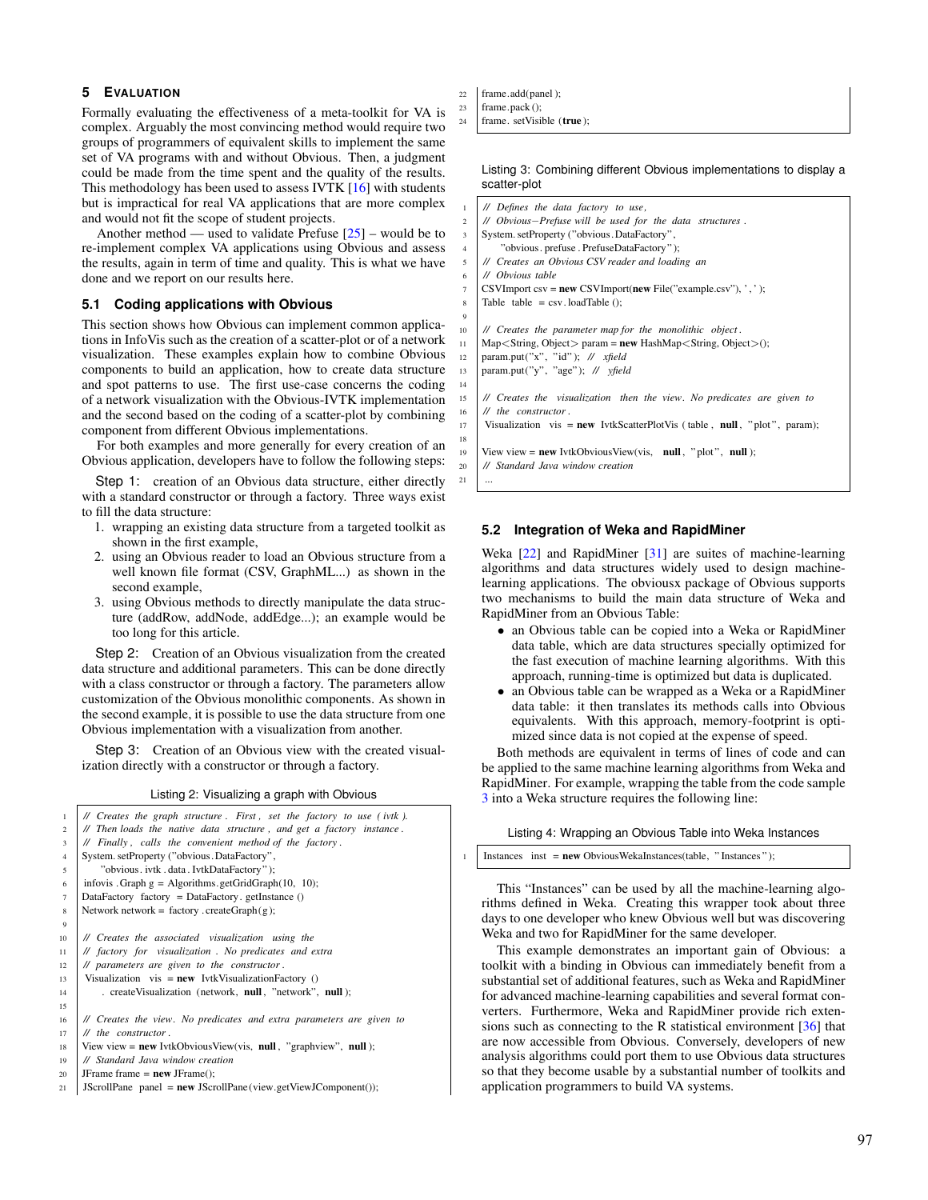## 5 EVALUATION

Formally evaluating the effectiveness of a meta-toolkit for VA is complex. Arguably the most convincing method would require two groups of programmers of equivalent skills to implement the same set of VA programs with and without Obvious. Then, a judgment could be made from the time spent and the quality of the results. This methodology has been used to assess IVTK [16] with students but is impractical for real VA applications that are more complex and would not fit the scope of student projects.

Another method — used to validate Prefuse [25] – would be to re-implement complex VA applications using Obvious and assess the results, again in term of time and quality. This is what we have done and we report on our results here.

### 5.1 Coding applications with Obvious

This section shows how Obvious can implement common applications in InfoVis such as the creation of a scatter-plot or of a network visualization. These examples explain how to combine Obvious components to build an application, how to create data structure and spot patterns to use. The first use-case concerns the coding of a network visualization with the Obvious-IVTK implementation and the second based on the coding of a scatter-plot by combining component from different Obvious implementations.

For both examples and more generally for every creation of an Obvious application, developers have to follow the following steps:

Step 1: creation of an Obvious data structure, either directly with a standard constructor or through a factory. Three ways exist to fill the data structure:

1. wrapping an existing data structure from a targeted toolkit as shown in the first example,
2. using an Obvious reader to load an Obvious structure from a well known file format (CSV, GraphML...) as shown in the second example,
3. using Obvious methods to directly manipulate the data structure (addRow, addNode, addEdge...); an example would be too long for this article.

Step 2: Creation of an Obvious visualization from the created data structure and additional parameters. This can be done directly with a class constructor or through a factory. The parameters allow customization of the Obvious monolithic components. As shown in the second example, it is possible to use the data structure from one Obvious implementation with a visualization from another.

Step 3: Creation of an Obvious view with the created visualization directly with a constructor or through a factory.

Listing 2: Visualizing a graph with Obvious

```
1  // Creates the graph structure. First, set the factory to use (ivtk).
2  // Then loads the native data structure, and get a factory instance.
3  // Finally, calls the convenient method of the factory.
4  System.setProperty("obvious.DataFactory",
5      "obvious.ivtk.data.IvtkDataFactory");
6  infovis.Graph g = Algorithms.getGridGraph(10, 10);
7  DataFactory factory = DataFactory.getInstance()
8  Network network = factory.createGraph(g);
9
10 // Creates the associated visualization using the
11 // factory for visualization. No predicates and extra
12 // parameters are given to the constructor.
13 Visualization vis = new IvtkVisualizationFactory()
14     .createVisualization(network, null, "network", null);
15
16 // Creates the view. No predicates and extra parameters are given to
17 // the constructor.
18 View view = new IvtkObviousView(vis, null, "graphview", null);
19 // Standard Java window creation
20 JFrame frame = new JFrame();
21 JScrollPane panel = new JScrollPane(view.getViewJComponent());
22 frame.add(panel);
23 frame.pack();
24 frame.setVisible(true);
```

Listing 3: Combining different Obvious implementations to display a scatter-plot

```
1  // Defines the data factory to use,
2  // Obvious-Prefuse will be used for the data structures.
3  System.setProperty("obvious.DataFactory",
4      "obvious.prefuse.PrefuseDataFactory");
5  // Creates an Obvious CSV reader and loading an
6  // Obvious table
7  CSVImport csv = new CSVImport(new File("example.csv"), ',');
8  Table table = csv.loadTable();
9
10 // Creates the parameter map for the monolithic object.
11 Map<String, Object> param = new HashMap<String, Object>();
12 param.put("x", "id"); // xfield
13 param.put("y", "age"); // yfield
14
15 // Creates the visualization then the view. No predicates are given to
16 // the constructor.
17 Visualization vis = new IvtkScatterPlotVis(table, null, "plot", param);
18
19 View view = new IvtkObviousView(vis, null, "plot", null);
20 // Standard Java window creation
21 ...
```

### 5.2 Integration of Weka and RapidMiner

Weka [22] and RapidMiner [31] are suites of machine-learning algorithms and data structures widely used to design machine-learning applications. The obviousx package of Obvious supports two mechanisms to build the main data structure of Weka and RapidMiner from an Obvious Table:

- an Obvious table can be copied into a Weka or RapidMiner data table, which are data structures specially optimized for the fast execution of machine learning algorithms. With this approach, running-time is optimized but data is duplicated.
- an Obvious table can be wrapped as a Weka or a RapidMiner data table: it then translates its methods calls into Obvious equivalents. With this approach, memory-footprint is optimized since data is not copied at the expense of speed.

Both methods are equivalent in terms of lines of code and can be applied to the same machine learning algorithms from Weka and RapidMiner. For example, wrapping the table from the code sample 3 into a Weka structure requires the following line:

Listing 4: Wrapping an Obvious Table into Weka Instances

```
1  Instances inst = new ObviousWekaInstances(table, "Instances");
```

This "Instances" can be used by all the machine-learning algorithms defined in Weka. Creating this wrapper took about three days to one developer who knew Obvious well but was discovering Weka and two for RapidMiner for the same developer.

This example demonstrates an important gain of Obvious: a toolkit with a binding in Obvious can immediately benefit from a substantial set of additional features, such as Weka and RapidMiner for advanced machine-learning capabilities and several format converters. Furthermore, Weka and RapidMiner provide rich extensions such as connecting to the R statistical environment [36] that are now accessible from Obvious. Conversely, developers of new analysis algorithms could port them to use Obvious data structures so that they become usable by a substantial number of toolkits and application programmers to build VA systems.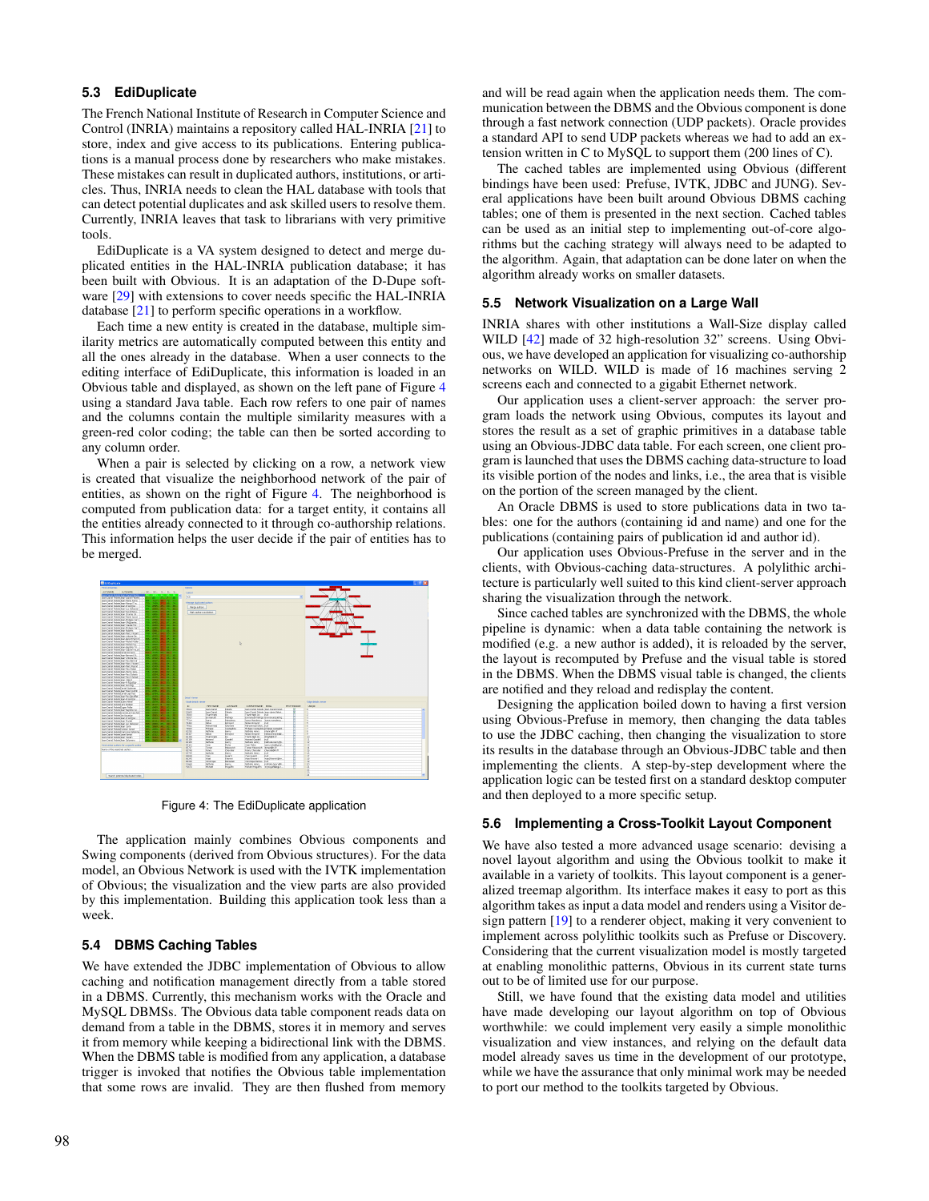### 5.3 EdiDuplicate

The French National Institute of Research in Computer Science and Control (INRIA) maintains a repository called HAL-INRIA [21] to store, index and give access to its publications. Entering publications is a manual process done by researchers who make mistakes. These mistakes can result in duplicated authors, institutions, or articles. Thus, INRIA needs to clean the HAL database with tools that can detect potential duplicates and ask skilled users to resolve them. Currently, INRIA leaves that task to librarians with very primitive tools.

EdiDuplicate is a VA system designed to detect and merge duplicated entities in the HAL-INRIA publication database; it has been built with Obvious. It is an adaptation of the D-Dupe software [29] with extensions to cover needs specific the HAL-INRIA database [21] to perform specific operations in a workflow.

Each time a new entity is created in the database, multiple similarity metrics are automatically computed between this entity and all the ones already in the database. When a user connects to the editing interface of EdiDuplicate, this information is loaded in an Obvious table and displayed, as shown on the left pane of Figure 4 using a standard Java table. Each row refers to one pair of names and the columns contain the multiple similarity measures with a green-red color coding; the table can then be sorted according to any column order.

When a pair is selected by clicking on a row, a network view is created that visualize the neighborhood network of the pair of entities, as shown on the right of Figure 4. The neighborhood is computed from publication data: for a target entity, it contains all the entities already connected to it through co-authorship relations. This information helps the user decide if the pair of entities has to be merged.

Figure 4: The EdiDuplicate application

The application mainly combines Obvious components and Swing components (derived from Obvious structures). For the data model, an Obvious Network is used with the IVTK implementation of Obvious; the visualization and the view parts are also provided by this implementation. Building this application took less than a week.

### 5.4 DBMS Caching Tables

We have extended the JDBC implementation of Obvious to allow caching and notification management directly from a table stored in a DBMS. Currently, this mechanism works with the Oracle and MySQL DBMSs. The Obvious data table component reads data on demand from a table in the DBMS, stores it in memory and serves it from memory while keeping a bidirectional link with the DBMS. When the DBMS table is modified from any application, a database trigger is invoked that notifies the Obvious table implementation that some rows are invalid. They are then flushed from memory and will be read again when the application needs them. The communication between the DBMS and the Obvious component is done through a fast network connection (UDP packets). Oracle provides a standard API to send UDP packets whereas we had to add an extension written in C to MySQL to support them (200 lines of C).

The cached tables are implemented using Obvious (different bindings have been used: Prefuse, IVTK, JDBC and JUNG). Several applications have been built around Obvious DBMS caching tables; one of them is presented in the next section. Cached tables can be used as an initial step to implementing out-of-core algorithms but the caching strategy will always need to be adapted to the algorithm. Again, that adaptation can be done later on when the algorithm already works on smaller datasets.

### 5.5 Network Visualization on a Large Wall

INRIA shares with other institutions a Wall-Size display called WILD [42] made of 32 high-resolution 32" screens. Using Obvious, we have developed an application for visualizing co-authorship networks on WILD. WILD is made of 16 machines serving 2 screens each and connected to a gigabit Ethernet network.

Our application uses a client-server approach: the server program loads the network using Obvious, computes its layout and stores the result as a set of graphic primitives in a database table using an Obvious-JDBC data table. For each screen, one client program is launched that uses the DBMS caching data-structure to load its visible portion of the nodes and links, i.e., the area that is visible on the portion of the screen managed by the client.

An Oracle DBMS is used to store publications data in two tables: one for the authors (containing id and name) and one for the publications (containing pairs of publication id and author id).

Our application uses Obvious-Prefuse in the server and in the clients, with Obvious-caching data-structures. A polylithic architecture is particularly well suited to this kind client-server approach sharing the visualization through the network.

Since cached tables are synchronized with the DBMS, the whole pipeline is dynamic: when a data table containing the network is modified (e.g. a new author is added), it is reloaded by the server, the layout is recomputed by Prefuse and the visual table is stored in the DBMS. When the DBMS visual table is changed, the clients are notified and they reload and redisplay the content.

Designing the application boiled down to having a first version using Obvious-Prefuse in memory, then changing the data tables to use the JDBC caching, then changing the visualization to store its results in the database through an Obvious-JDBC table and then implementing the clients. A step-by-step development where the application logic can be tested first on a standard desktop computer and then deployed to a more specific setup.

### 5.6 Implementing a Cross-Toolkit Layout Component

We have also tested a more advanced usage scenario: devising a novel layout algorithm and using the Obvious toolkit to make it available in a variety of toolkits. This layout component is a generalized treemap algorithm. Its interface makes it easy to port as this algorithm takes as input a data model and renders using a Visitor design pattern [19] to a renderer object, making it very convenient to implement across polylithic toolkits such as Prefuse or Discovery. Considering that the current visualization model is mostly targeted at enabling monolithic patterns, Obvious in its current state turns out to be of limited use for our purpose.

Still, we have found that the existing data model and utilities have made developing our layout algorithm on top of Obvious worthwhile: we could implement very easily a simple monolithic visualization and view instances, and relying on the default data model already saves us time in the development of our prototype, while we have the assurance that only minimal work may be needed to port our method to the toolkits targeted by Obvious.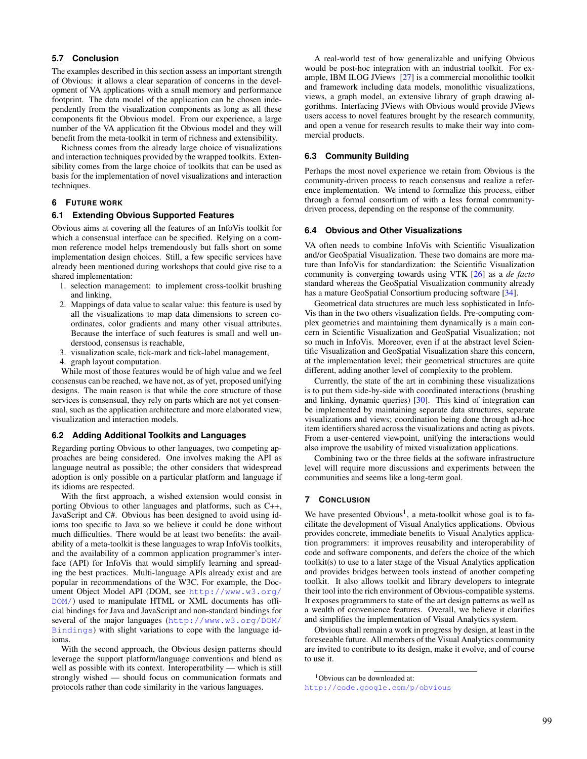### 5.7 Conclusion

The examples described in this section assess an important strength of Obvious: it allows a clear separation of concerns in the development of VA applications with a small memory and performance footprint. The data model of the application can be chosen independently from the visualization components as long as all these components fit the Obvious model. From our experience, a large number of the VA application fit the Obvious model and they will benefit from the meta-toolkit in term of richness and extensibility.

Richness comes from the already large choice of visualizations and interaction techniques provided by the wrapped toolkits. Extensibility comes from the large choice of toolkits that can be used as basis for the implementation of novel visualizations and interaction techniques.

## 6 Future Work

### 6.1 Extending Obvious Supported Features

Obvious aims at covering all the features of an InfoVis toolkit for which a consensual interface can be specified. Relying on a common reference model helps tremendously but falls short on some implementation design choices. Still, a few specific services have already been mentioned during workshops that could give rise to a shared implementation:

1. selection management: to implement cross-toolkit brushing and linking,
2. Mappings of data value to scalar value: this feature is used by all the visualizations to map data dimensions to screen coordinates, color gradients and many other visual attributes. Because the interface of such features is small and well understood, consensus is reachable,
3. visualization scale, tick-mark and tick-label management,
4. graph layout computation.

While most of those features would be of high value and we feel consensus can be reached, we have not, as of yet, proposed unifying designs. The main reason is that while the core structure of those services is consensual, they rely on parts which are not yet consensual, such as the application architecture and more elaborated view, visualization and interaction models.

### 6.2 Adding Additional Toolkits and Languages

Regarding porting Obvious to other languages, two competing approaches are being considered. One involves making the API as language neutral as possible; the other considers that widespread adoption is only possible on a particular platform and language if its idioms are respected.

With the first approach, a wished extension would consist in porting Obvious to other languages and platforms, such as C++, JavaScript and C#. Obvious has been designed to avoid using idioms too specific to Java so we believe it could be done without much difficulties. There would be at least two benefits: the availability of a meta-toolkit is these languages to wrap InfoVis toolkits, and the availability of a common application programmer's interface (API) for InfoVis that would simplify learning and spreading the best practices. Multi-language APIs already exist and are popular in recommendations of the W3C. For example, the Document Object Model API (DOM, see http://www.w3.org/DOM/) used to manipulate HTML or XML documents has official bindings for Java and JavaScript and non-standard bindings for several of the major languages (http://www.w3.org/DOM/Bindings) with slight variations to cope with the language idioms.

With the second approach, the Obvious design patterns should leverage the support platform/language conventions and blend as well as possible with its context. Interoperatbility — which is still strongly wished — should focus on communication formats and protocols rather than code similarity in the various languages.

A real-world test of how generalizable and unifying Obvious would be post-hoc integration with an industrial toolkit. For example, IBM ILOG JViews [27] is a commercial monolithic toolkit and framework including data models, monolithic visualizations, views, a graph model, an extensive library of graph drawing algorithms. Interfacing JViews with Obvious would provide JViews users access to novel features brought by the research community, and open a venue for research results to make their way into commercial products.

### 6.3 Community Building

Perhaps the most novel experience we retain from Obvious is the community-driven process to reach consensus and realize a reference implementation. We intend to formalize this process, either through a formal consortium of with a less formal community-driven process, depending on the response of the community.

### 6.4 Obvious and Other Visualizations

VA often needs to combine InfoVis with Scientific Visualization and/or GeoSpatial Visualization. These two domains are more mature than InfoVis for standardization: the Scientific Visualization community is converging towards using VTK [26] as a *de facto* standard whereas the GeoSpatial Visualization community already has a mature GeoSpatial Consortium producing software [34].

Geometrical data structures are much less sophisticated in InfoVis than in the two others visualization fields. Pre-computing complex geometries and maintaining them dynamically is a main concern in Scientific Visualization and GeoSpatial Visualization; not so much in InfoVis. Moreover, even if at the abstract level Scientific Visualization and GeoSpatial Visualization share this concern, at the implementation level; their geometrical structures are quite different, adding another level of complexity to the problem.

Currently, the state of the art in combining these visualizations is to put them side-by-side with coordinated interactions (brushing and linking, dynamic queries) [30]. This kind of integration can be implemented by maintaining separate data structures, separate visualizations and views; coordination being done through ad-hoc item identifiers shared across the visualizations and acting as pivots. From a user-centered viewpoint, unifying the interactions would also improve the usability of mixed visualization applications.

Combining two or the three fields at the software infrastructure level will require more discussions and experiments between the communities and seems like a long-term goal.

## 7 Conclusion

We have presented Obvious[1], a meta-toolkit whose goal is to facilitate the development of Visual Analytics applications. Obvious provides concrete, immediate benefits to Visual Analytics application programmers: it improves reusability and interoperability of code and software components, and defers the choice of the which toolkit(s) to use to a later stage of the Visual Analytics application and provides bridges between tools instead of another competing toolkit. It also allows toolkit and library developers to integrate their tool into the rich environment of Obvious-compatible systems. It exposes programmers to state of the art design patterns as well as a wealth of convenience features. Overall, we believe it clarifies and simplifies the implementation of Visual Analytics system.

Obvious shall remain a work in progress by design, at least in the foreseeable future. All members of the Visual Analytics community are invited to contribute to its design, make it evolve, and of course to use it.

[1] Obvious can be downloaded at: http://code.google.com/p/obvious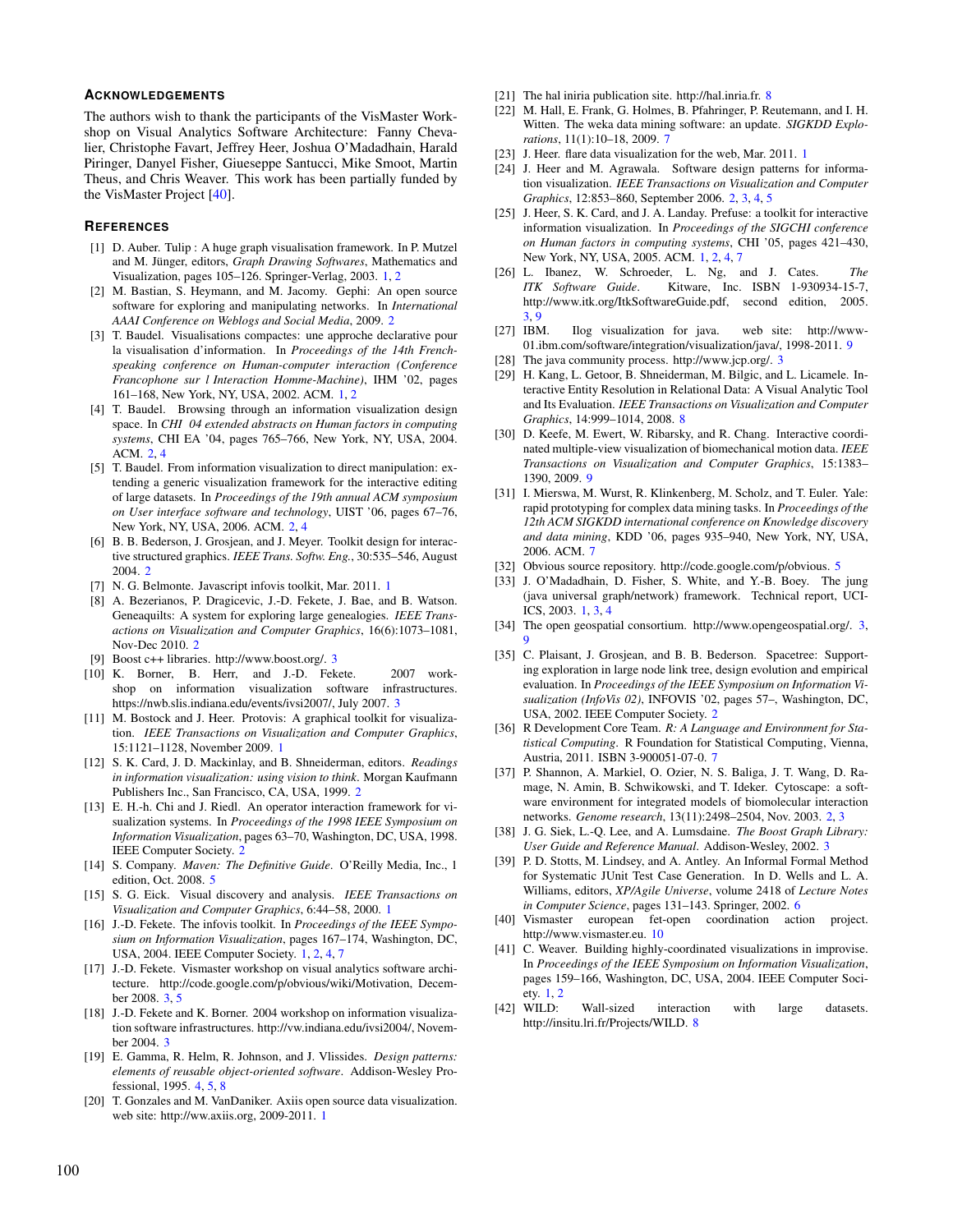## ACKNOWLEDGEMENTS

The authors wish to thank the participants of the VisMaster Workshop on Visual Analytics Software Architecture: Fanny Chevalier, Christophe Favart, Jeffrey Heer, Joshua O'Madadhain, Harald Piringer, Danyel Fisher, Giueseppe Santucci, Mike Smoot, Martin Theus, and Chris Weaver. This work has been partially funded by the VisMaster Project [40].

## REFERENCES

[1] D. Auber. Tulip : A huge graph visualisation framework. In P. Mutzel and M. Jünger, editors, *Graph Drawing Softwares*, Mathematics and Visualization, pages 105–126. Springer-Verlag, 2003. 1, 2

[2] M. Bastian, S. Heymann, and M. Jacomy. Gephi: An open source software for exploring and manipulating networks. In *International AAAI Conference on Weblogs and Social Media*, 2009. 2

[3] T. Baudel. Visualisations compactes: une approche declarative pour la visualisation d'information. In *Proceedings of the 14th French-speaking conference on Human-computer interaction (Conference Francophone sur l Interaction Homme-Machine)*, IHM '02, pages 161–168, New York, NY, USA, 2002. ACM. 1, 2

[4] T. Baudel. Browsing through an information visualization design space. In *CHI 04 extended abstracts on Human factors in computing systems*, CHI EA '04, pages 765–766, New York, NY, USA, 2004. ACM. 2, 4

[5] T. Baudel. From information visualization to direct manipulation: extending a generic visualization framework for the interactive editing of large datasets. In *Proceedings of the 19th annual ACM symposium on User interface software and technology*, UIST '06, pages 67–76, New York, NY, USA, 2006. ACM. 2, 4

[6] B. B. Bederson, J. Grosjean, and J. Meyer. Toolkit design for interactive structured graphics. *IEEE Trans. Softw. Eng.*, 30:535–546, August 2004. 2

[7] N. G. Belmonte. Javascript infovis toolkit, Mar. 2011. 1

[8] A. Bezerianos, P. Dragicevic, J.-D. Fekete, J. Bae, and B. Watson. Geneaquilts: A system for exploring large genealogies. *IEEE Transactions on Visualization and Computer Graphics*, 16(6):1073–1081, Nov-Dec 2010. 2

[9] Boost c++ libraries. http://www.boost.org/. 3

[10] K. Borner, B. Herr, and J.-D. Fekete. 2007 workshop on information visualization software infrastructures. https://nwb.slis.indiana.edu/events/ivsi2007/, July 2007. 3

[11] M. Bostock and J. Heer. Protovis: A graphical toolkit for visualization. *IEEE Transactions on Visualization and Computer Graphics*, 15:1121–1128, November 2009. 1

[12] S. K. Card, J. D. Mackinlay, and B. Shneiderman, editors. *Readings in information visualization: using vision to think*. Morgan Kaufmann Publishers Inc., San Francisco, CA, USA, 1999. 2

[13] E. H.-h. Chi and J. Riedl. An operator interaction framework for visualization systems. In *Proceedings of the 1998 IEEE Symposium on Information Visualization*, pages 63–70, Washington, DC, USA, 1998. IEEE Computer Society. 2

[14] S. Company. *Maven: The Definitive Guide*. O'Reilly Media, Inc., 1 edition, Oct. 2008. 5

[15] S. G. Eick. Visual discovery and analysis. *IEEE Transactions on Visualization and Computer Graphics*, 6:44–58, 2000. 1

[16] J.-D. Fekete. The infovis toolkit. In *Proceedings of the IEEE Symposium on Information Visualization*, pages 167–174, Washington, DC, USA, 2004. IEEE Computer Society. 1, 2, 4, 7

[17] J.-D. Fekete. Vismaster workshop on visual analytics software architecture. http://code.google.com/p/obvious/wiki/Motivation, December 2008. 3, 5

[18] J.-D. Fekete and K. Borner. 2004 workshop on information visualization software infrastructures. http://vw.indiana.edu/ivsi2004/, November 2004. 3

[19] E. Gamma, R. Helm, R. Johnson, and J. Vlissides. *Design patterns: elements of reusable object-oriented software*. Addison-Wesley Professional, 1995. 4, 5, 8

[20] T. Gonzales and M. VanDaniker. Axiis open source data visualization. web site: http://ww.axiis.org, 2009-2011. 1

[21] The hal iniria publication site. http://hal.inria.fr. 8

[22] M. Hall, E. Frank, G. Holmes, B. Pfahringer, P. Reutemann, and I. H. Witten. The weka data mining software: an update. *SIGKDD Explorations*, 11(1):10–18, 2009. 7

[23] J. Heer. flare data visualization for the web, Mar. 2011. 1

[24] J. Heer and M. Agrawala. Software design patterns for information visualization. *IEEE Transactions on Visualization and Computer Graphics*, 12:853–860, September 2006. 2, 3, 4, 5

[25] J. Heer, S. K. Card, and J. A. Landay. Prefuse: a toolkit for interactive information visualization. In *Proceedings of the SIGCHI conference on Human factors in computing systems*, CHI '05, pages 421–430, New York, NY, USA, 2005. ACM. 1, 2, 4, 7

[26] L. Ibanez, W. Schroeder, L. Ng, and J. Cates. *The ITK Software Guide*. Kitware, Inc. ISBN 1-930934-15-7, http://www.itk.org/ItkSoftwareGuide.pdf, second edition, 2005. 3, 9

[27] IBM. Ilog visualization for java. web site: http://www-01.ibm.com/software/integration/visualization/java/, 1998-2011. 9

[28] The java community process. http://www.jcp.org/. 3

[29] H. Kang, L. Getoor, B. Shneiderman, M. Bilgic, and L. Licamele. Interactive Entity Resolution in Relational Data: A Visual Analytic Tool and Its Evaluation. *IEEE Transactions on Visualization and Computer Graphics*, 14:999–1014, 2008. 8

[30] D. Keefe, M. Ewert, W. Ribarsky, and R. Chang. Interactive coordinated multiple-view visualization of biomechanical motion data. *IEEE Transactions on Visualization and Computer Graphics*, 15:1383–1390, 2009. 9

[31] I. Mierswa, M. Wurst, R. Klinkenberg, M. Scholz, and T. Euler. Yale: rapid prototyping for complex data mining tasks. In *Proceedings of the 12th ACM SIGKDD international conference on Knowledge discovery and data mining*, KDD '06, pages 935–940, New York, NY, USA, 2006. ACM. 7

[32] Obvious source repository. http://code.google.com/p/obvious. 5

[33] J. O'Madadhain, D. Fisher, S. White, and Y.-B. Boey. The jung (java universal graph/network) framework. Technical report, UCI-ICS, 2003. 1, 3, 4

[34] The open geospatial consortium. http://www.opengeospatial.org/. 3, 9

[35] C. Plaisant, J. Grosjean, and B. B. Bederson. Spacetree: Supporting exploration in large node link tree, design evolution and empirical evaluation. In *Proceedings of the IEEE Symposium on Information Visualization (InfoVis 02)*, INFOVIS '02, pages 57–, Washington, DC, USA, 2002. IEEE Computer Society. 2

[36] R Development Core Team. *R: A Language and Environment for Statistical Computing*. R Foundation for Statistical Computing, Vienna, Austria, 2011. ISBN 3-900051-07-0. 7

[37] P. Shannon, A. Markiel, O. Ozier, N. S. Baliga, J. T. Wang, D. Ramage, N. Amin, B. Schwikowski, and T. Ideker. Cytoscape: a software environment for integrated models of biomolecular interaction networks. *Genome research*, 13(11):2498–2504, Nov. 2003. 2, 3

[38] J. G. Siek, L.-Q. Lee, and A. Lumsdaine. *The Boost Graph Library: User Guide and Reference Manual*. Addison-Wesley, 2002. 3

[39] P. D. Stotts, M. Lindsey, and A. Antley. An Informal Formal Method for Systematic JUnit Test Case Generation. In D. Wells and L. A. Williams, editors, *XP/Agile Universe*, volume 2418 of *Lecture Notes in Computer Science*, pages 131–143. Springer, 2002. 6

[40] Vismaster european fet-open coordination action project. http://www.vismaster.eu. 10

[41] C. Weaver. Building highly-coordinated visualizations in improvise. In *Proceedings of the IEEE Symposium on Information Visualization*, pages 159–166, Washington, DC, USA, 2004. IEEE Computer Society. 1, 2

[42] WILD: Wall-sized interaction with large datasets. http://insitu.lri.fr/Projects/WILD. 8